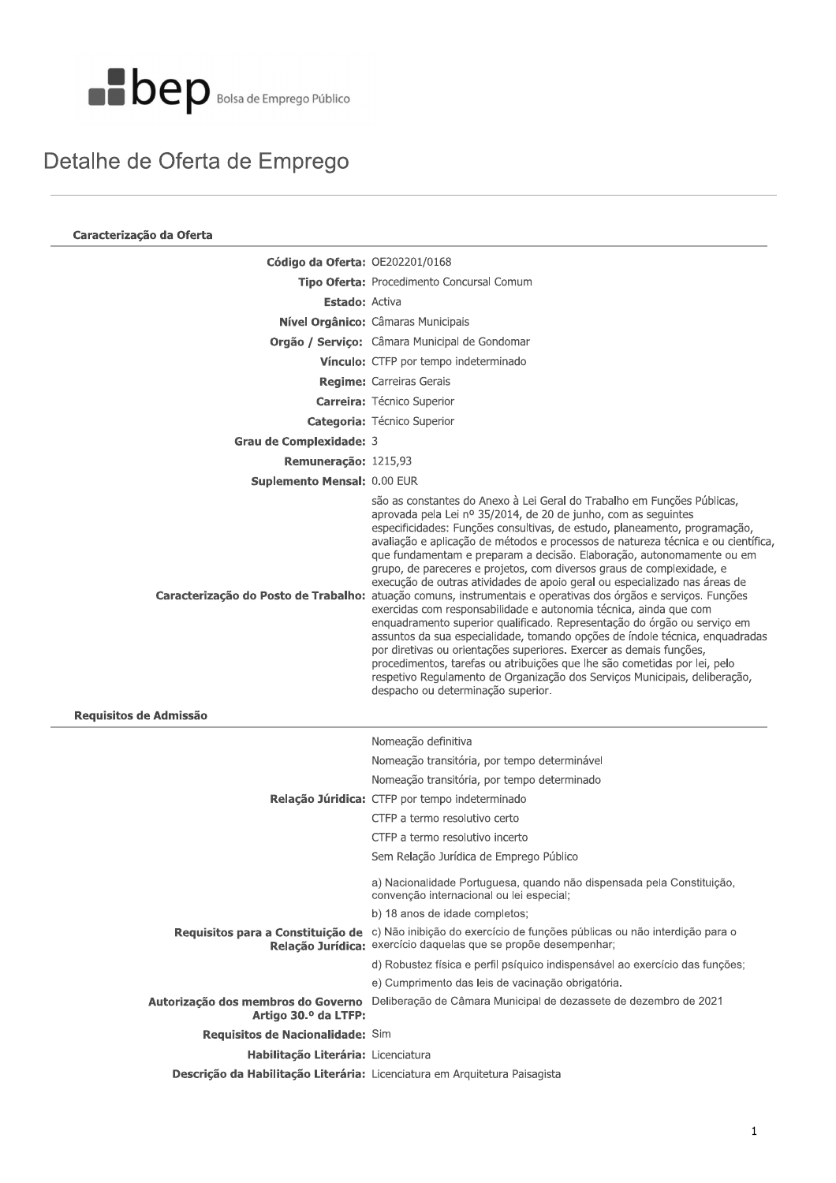bep Bolsa de Emprego Público

# Detalhe de Oferta de Emprego

## Caracterização da Oferta

**Código da Oferta:** OE202201/0168

**Tipo Oferta:** Procedimento Concursal Comum

**Estado:** Activa

**Nível Orgânico:** Câmaras Municipais

**Orgão / Serviço:** Câmara Municipal de Gondomar

**Vínculo:** CTFP por tempo indeterminado

**Regime:** Carreiras Gerais

**Carreira:** Técnico Superior

**Categoria:** Técnico Superior

**Grau de Complexidade:** 3

**Remuneração:** 1215,93

**Suplemento Mensal:** 0.00 EUR

**Caracterização do Posto de Trabalho:** são as constantes do Anexo à Lei Geral do Trabalho em Funções Públicas, aprovada pela Lei nº 35/2014, de 20 de junho, com as seguintes especificidades: Funções consultivas, de estudo, planeamento, programação, avaliação e aplicação de métodos e processos de natureza técnica e ou científica, que fundamentam e preparam a decisão. Elaboração, autonomamente ou em grupo, de pareceres e projetos, com diversos graus de complexidade, e execução de outras atividades de apoio geral ou especializado nas áreas de atuação comuns, instrumentais e operativas dos órgãos e serviços. Funções exercidas com responsabilidade e autonomia técnica, ainda que com enquadramento superior qualificado. Representação do órgão ou serviço em assuntos da sua especialidade, tomando opções de índole técnica, enquadradas por diretivas ou orientações superiores. Exercer as demais funções, procedimentos, tarefas ou atribuições que lhe são cometidas por lei, pelo respetivo Regulamento de Organização dos Serviços Municipais, deliberação, despacho ou determinação superior.

## Requisitos de Admissão

**Relação Jurídica:**

- Nomeação definitiva
- Nomeação transitória, por tempo determinável
- Nomeação transitória, por tempo determinado
- CTFP por tempo indeterminado
- CTFP a termo resolutivo certo
- CTFP a termo resolutivo incerto
- Sem Relação Jurídica de Emprego Público

**Requisitos para a Constituição de Relação Jurídica:**

a) Nacionalidade Portuguesa, quando não dispensada pela Constituição, convenção internacional ou lei especial;

b) 18 anos de idade completos;

c) Não inibição do exercício de funções públicas ou não interdição para o exercício daquelas que se propõe desempenhar;

d) Robustez física e perfil psíquico indispensável ao exercício das funções;

e) Cumprimento das leis de vacinação obrigatória.

**Autorização dos membros do Governo Artigo 30.º da LTFP:** Deliberação de Câmara Municipal de dezassete de dezembro de 2021

**Requisitos de Nacionalidade:** Sim

**Habilitação Literária:** Licenciatura

**Descrição da Habilitação Literária:** Licenciatura em Arquitetura Paisagista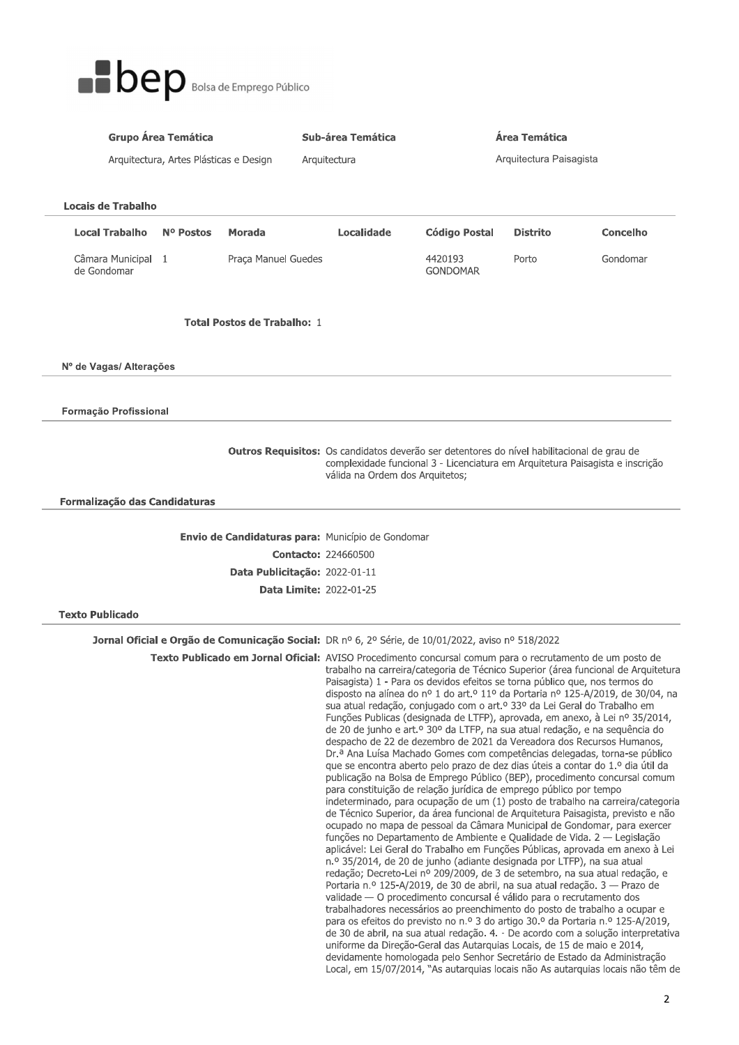**bep** Bolsa de Emprego Público

| Grupo Área Temática | Sub-área Temática | Área Temática |
|---|---|---|
| Arquitectura, Artes Plásticas e Design | Arquitectura | Arquitectura Paisagista |

**Locais de Trabalho**

| Local Trabalho | Nº Postos | Morada | Localidade | Código Postal | Distrito | Concelho |
|---|---|---|---|---|---|---|
| Câmara Municipal de Gondomar | 1 | Praça Manuel Guedes | | 4420193 GONDOMAR | Porto | Gondomar |

**Total Postos de Trabalho:** 1

**Nº de Vagas/ Alterações**

**Formação Profissional**

**Outros Requisitos:** Os candidatos deverão ser detentores do nível habilitacional de grau de complexidade funcional 3 - Licenciatura em Arquitetura Paisagista e inscrição válida na Ordem dos Arquitetos;

**Formalização das Candidaturas**

**Envio de Candidaturas para:** Município de Gondomar

**Contacto:** 224660500

**Data Publicitação:** 2022-01-11

**Data Limite:** 2022-01-25

**Texto Publicado**

**Jornal Oficial e Orgão de Comunicação Social:** DR nº 6, 2º Série, de 10/01/2022, aviso nº 518/2022

**Texto Publicado em Jornal Oficial:** AVISO Procedimento concursal comum para o recrutamento de um posto de trabalho na carreira/categoria de Técnico Superior (área funcional de Arquitetura Paisagista) 1 - Para os devidos efeitos se torna público que, nos termos do disposto na alínea do nº 1 do art.º 11º da Portaria nº 125-A/2019, de 30/04, na sua atual redação, conjugado com o art.º 33º da Lei Geral do Trabalho em Funções Publicas (designada de LTFP), aprovada, em anexo, à Lei nº 35/2014, de 20 de junho e art.º 30º da LTFP, na sua atual redação, e na sequência do despacho de 22 de dezembro de 2021 da Vereadora dos Recursos Humanos, Dr.ª Ana Luísa Machado Gomes com competências delegadas, torna-se público que se encontra aberto pelo prazo de dez dias úteis a contar do 1.º dia útil da publicação na Bolsa de Emprego Público (BEP), procedimento concursal comum para constituição de relação jurídica de emprego público por tempo indeterminado, para ocupação de um (1) posto de trabalho na carreira/categoria de Técnico Superior, da área funcional de Arquitetura Paisagista, previsto e não ocupado no mapa de pessoal da Câmara Municipal de Gondomar, para exercer funções no Departamento de Ambiente e Qualidade de Vida. 2 — Legislação aplicável: Lei Geral do Trabalho em Funções Públicas, aprovada em anexo à Lei n.º 35/2014, de 20 de junho (adiante designada por LTFP), na sua atual redação; Decreto-Lei nº 209/2009, de 3 de setembro, na sua atual redação, e Portaria n.º 125-A/2019, de 30 de abril, na sua atual redação. 3 — Prazo de validade — O procedimento concursal é válido para o recrutamento dos trabalhadores necessários ao preenchimento do posto de trabalho a ocupar e para os efeitos do previsto no n.º 3 do artigo 30.º da Portaria n.º 125-A/2019, de 30 de abril, na sua atual redação. 4. - De acordo com a solução interpretativa uniforme da Direção-Geral das Autarquias Locais, de 15 de maio e 2014, devidamente homologada pelo Senhor Secretário de Estado da Administração Local, em 15/07/2014, "As autarquias locais não As autarquias locais não têm de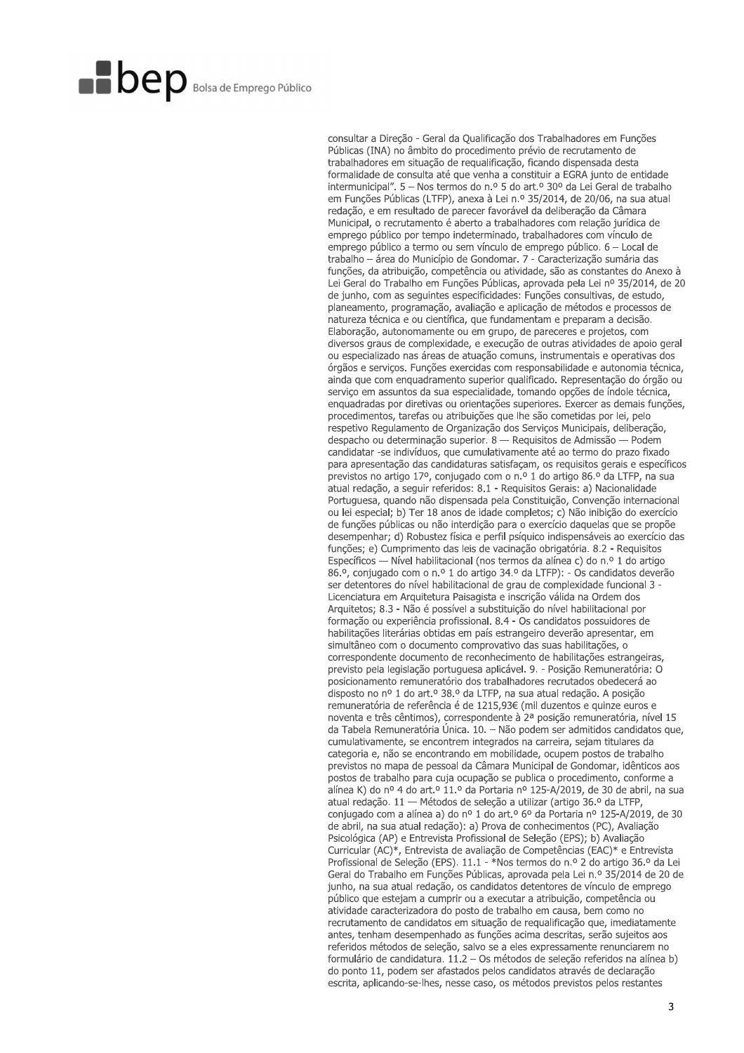consultar a Direção - Geral da Qualificação dos Trabalhadores em Funções Públicas (INA) no âmbito do procedimento prévio de recrutamento de trabalhadores em situação de requalificação, ficando dispensada desta formalidade de consulta até que venha a constituir a EGRA junto de entidade intermunicipal". 5 – Nos termos do n.º 5 do art.º 30º da Lei Geral de trabalho em Funções Públicas (LTFP), anexa à Lei n.º 35/2014, de 20/06, na sua atual redação, e em resultado de parecer favorável da deliberação da Câmara Municipal, o recrutamento é aberto a trabalhadores com relação jurídica de emprego público por tempo indeterminado, trabalhadores com vínculo de emprego público a termo ou sem vínculo de emprego público. 6 – Local de trabalho – área do Município de Gondomar. 7 - Caracterização sumária das funções, da atribuição, competência ou atividade, são as constantes do Anexo à Lei Geral do Trabalho em Funções Públicas, aprovada pela Lei nº 35/2014, de 20 de junho, com as seguintes especificidades: Funções consultivas, de estudo, planeamento, programação, avaliação e aplicação de métodos e processos de natureza técnica e ou científica, que fundamentam e preparam a decisão. Elaboração, autonomamente ou em grupo, de pareceres e projetos, com diversos graus de complexidade, e execução de outras atividades de apoio geral ou especializado nas áreas de atuação comuns, instrumentais e operativas dos órgãos e serviços. Funções exercidas com responsabilidade e autonomia técnica, ainda que com enquadramento superior qualificado. Representação do órgão ou serviço em assuntos da sua especialidade, tomando opções de índole técnica, enquadradas por diretivas ou orientações superiores. Exercer as demais funções, procedimentos, tarefas ou atribuições que lhe são cometidas por lei, pelo respetivo Regulamento de Organização dos Serviços Municipais, deliberação, despacho ou determinação superior. 8 — Requisitos de Admissão — Podem candidatar -se indivíduos, que cumulativamente até ao termo do prazo fixado para apresentação das candidaturas satisfaçam, os requisitos gerais e específicos previstos no artigo 17º, conjugado com o n.º 1 do artigo 86.º da LTFP, na sua atual redação, a seguir referidos: 8.1 - Requisitos Gerais: a) Nacionalidade Portuguesa, quando não dispensada pela Constituição, Convenção internacional ou lei especial; b) Ter 18 anos de idade completos; c) Não inibição do exercício de funções públicas ou não interdição para o exercício daquelas que se propõe desempenhar; d) Robustez física e perfil psíquico indispensáveis ao exercício das funções; e) Cumprimento das leis de vacinação obrigatória. 8.2 - Requisitos Específicos — Nível habilitacional (nos termos da alínea c) do n.º 1 do artigo 86.º, conjugado com o n.º 1 do artigo 34.º da LTFP): - Os candidatos deverão ser detentores do nível habilitacional de grau de complexidade funcional 3 - Licenciatura em Arquitetura Paisagista e inscrição válida na Ordem dos Arquitetos; 8.3 - Não é possível a substituição do nível habilitacional por formação ou experiência profissional. 8.4 - Os candidatos possuidores de habilitações literárias obtidas em país estrangeiro deverão apresentar, em simultâneo com o documento comprovativo das suas habilitações, o correspondente documento de reconhecimento de habilitações estrangeiras, previsto pela legislação portuguesa aplicável. 9. - Posição Remuneratória: O posicionamento remuneratório dos trabalhadores recrutados obedecerá ao disposto no nº 1 do art.º 38.º da LTFP, na sua atual redação. A posição remuneratória de referência é de 1215,93€ (mil duzentos e quinze euros e noventa e três cêntimos), correspondente à 2ª posição remuneratória, nível 15 da Tabela Remuneratória Única. 10. – Não podem ser admitidos candidatos que, cumulativamente, se encontrem integrados na carreira, sejam titulares da categoria e, não se encontrando em mobilidade, ocupem postos de trabalho previstos no mapa de pessoal da Câmara Municipal de Gondomar, idênticos aos postos de trabalho para cuja ocupação se publica o procedimento, conforme a alínea K) do nº 4 do art.º 11.º da Portaria nº 125-A/2019, de 30 de abril, na sua atual redação. 11 — Métodos de seleção a utilizar (artigo 36.º da LTFP, conjugado com a alínea a) do nº 1 do art.º 6º da Portaria nº 125-A/2019, de 30 de abril, na sua atual redação): a) Prova de conhecimentos (PC), Avaliação Psicológica (AP) e Entrevista Profissional de Seleção (EPS); b) Avaliação Curricular (AC)*, Entrevista de avaliação de Competências (EAC)* e Entrevista Profissional de Seleção (EPS). 11.1 - *Nos termos do n.º 2 do artigo 36.º da Lei Geral do Trabalho em Funções Públicas, aprovada pela Lei n.º 35/2014 de 20 de junho, na sua atual redação, os candidatos detentores de vínculo de emprego público que estejam a cumprir ou a executar a atribuição, competência ou atividade caracterizadora do posto de trabalho em causa, bem como no recrutamento de candidatos em situação de requalificação que, imediatamente antes, tenham desempenhado as funções acima descritas, serão sujeitos aos referidos métodos de seleção, salvo se a eles expressamente renunciarem no formulário de candidatura. 11.2 – Os métodos de seleção referidos na alínea b) do ponto 11, podem ser afastados pelos candidatos através de declaração escrita, aplicando-se-lhes, nesse caso, os métodos previstos pelos restantes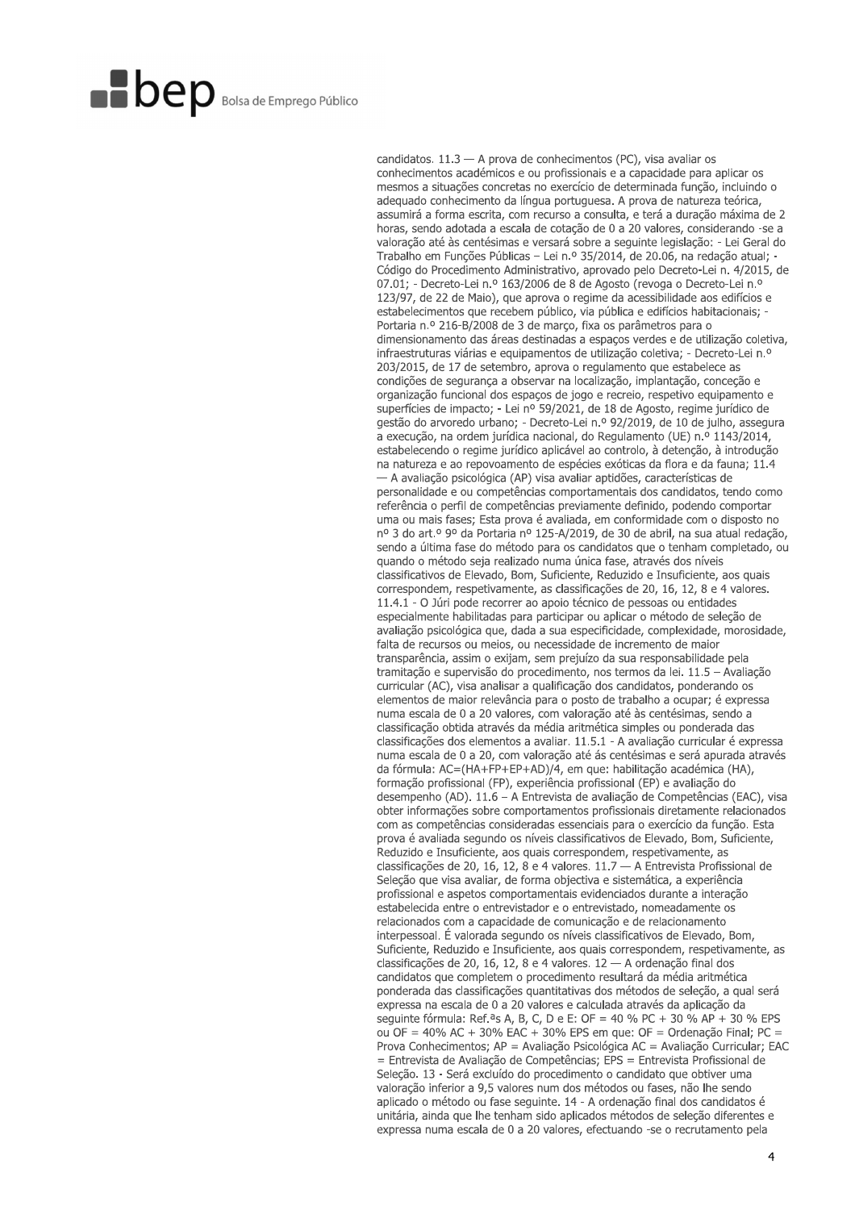candidatos. 11.3 — A prova de conhecimentos (PC), visa avaliar os conhecimentos académicos e ou profissionais e a capacidade para aplicar os mesmos a situações concretas no exercício de determinada função, incluindo o adequado conhecimento da língua portuguesa. A prova de natureza teórica, assumirá a forma escrita, com recurso a consulta, e terá a duração máxima de 2 horas, sendo adotada a escala de cotação de 0 a 20 valores, considerando -se a valoração até às centésimas e versará sobre a seguinte legislação: - Lei Geral do Trabalho em Funções Públicas – Lei n.º 35/2014, de 20.06, na redação atual; - Código do Procedimento Administrativo, aprovado pelo Decreto-Lei n. 4/2015, de 07.01; - Decreto-Lei n.º 163/2006 de 8 de Agosto (revoga o Decreto-Lei n.º 123/97, de 22 de Maio), que aprova o regime da acessibilidade aos edifícios e estabelecimentos que recebem público, via pública e edifícios habitacionais; - Portaria n.º 216-B/2008 de 3 de março, fixa os parâmetros para o dimensionamento das áreas destinadas a espaços verdes e de utilização coletiva, infraestruturas viárias e equipamentos de utilização coletiva; - Decreto-Lei n.º 203/2015, de 17 de setembro, aprova o regulamento que estabelece as condições de segurança a observar na localização, implantação, conceção e organização funcional dos espaços de jogo e recreio, respetivo equipamento e superfícies de impacto; - Lei nº 59/2021, de 18 de Agosto, regime jurídico de gestão do arvoredo urbano; - Decreto-Lei n.º 92/2019, de 10 de julho, assegura a execução, na ordem jurídica nacional, do Regulamento (UE) n.º 1143/2014, estabelecendo o regime jurídico aplicável ao controlo, à detenção, à introdução na natureza e ao repovoamento de espécies exóticas da flora e da fauna; 11.4 — A avaliação psicológica (AP) visa avaliar aptidões, características de personalidade e ou competências comportamentais dos candidatos, tendo como referência o perfil de competências previamente definido, podendo comportar uma ou mais fases; Esta prova é avaliada, em conformidade com o disposto no nº 3 do art.º 9º da Portaria nº 125-A/2019, de 30 de abril, na sua atual redação, sendo a última fase do método para os candidatos que o tenham completado, ou quando o método seja realizado numa única fase, através dos níveis classificativos de Elevado, Bom, Suficiente, Reduzido e Insuficiente, aos quais correspondem, respetivamente, as classificações de 20, 16, 12, 8 e 4 valores. 11.4.1 - O Júri pode recorrer ao apoio técnico de pessoas ou entidades especialmente habilitadas para participar ou aplicar o método de seleção de avaliação psicológica que, dada a sua especificidade, complexidade, morosidade, falta de recursos ou meios, ou necessidade de incremento de maior transparência, assim o exijam, sem prejuízo da sua responsabilidade pela tramitação e supervisão do procedimento, nos termos da lei. 11.5 – Avaliação curricular (AC), visa analisar a qualificação dos candidatos, ponderando os elementos de maior relevância para o posto de trabalho a ocupar; é expressa numa escala de 0 a 20 valores, com valoração até às centésimas, sendo a classificação obtida através da média aritmética simples ou ponderada das classificações dos elementos a avaliar. 11.5.1 - A avaliação curricular é expressa numa escala de 0 a 20, com valoração até ás centésimas e será apurada através da fórmula: AC=(HA+FP+EP+AD)/4, em que: habilitação académica (HA), formação profissional (FP), experiência profissional (EP) e avaliação do desempenho (AD). 11.6 – A Entrevista de avaliação de Competências (EAC), visa obter informações sobre comportamentos profissionais diretamente relacionados com as competências consideradas essenciais para o exercício da função. Esta prova é avaliada segundo os níveis classificativos de Elevado, Bom, Suficiente, Reduzido e Insuficiente, aos quais correspondem, respetivamente, as classificações de 20, 16, 12, 8 e 4 valores. 11.7 — A Entrevista Profissional de Seleção que visa avaliar, de forma objectiva e sistemática, a experiência profissional e aspetos comportamentais evidenciados durante a interação estabelecida entre o entrevistador e o entrevistado, nomeadamente os relacionados com a capacidade de comunicação e de relacionamento interpessoal. É valorada segundo os níveis classificativos de Elevado, Bom, Suficiente, Reduzido e Insuficiente, aos quais correspondem, respetivamente, as classificações de 20, 16, 12, 8 e 4 valores. 12 — A ordenação final dos candidatos que completem o procedimento resultará da média aritmética ponderada das classificações quantitativas dos métodos de seleção, a qual será expressa na escala de 0 a 20 valores e calculada através da aplicação da seguinte fórmula: Ref.ªs A, B, C, D e E: OF = 40 % PC + 30 % AP + 30 % EPS ou OF = 40% AC + 30% EAC + 30% EPS em que: OF = Ordenação Final; PC = Prova Conhecimentos; AP = Avaliação Psicológica AC = Avaliação Curricular; EAC = Entrevista de Avaliação de Competências; EPS = Entrevista Profissional de Seleção. 13 - Será excluído do procedimento o candidato que obtiver uma valoração inferior a 9,5 valores num dos métodos ou fases, não lhe sendo aplicado o método ou fase seguinte. 14 - A ordenação final dos candidatos é unitária, ainda que lhe tenham sido aplicados métodos de seleção diferentes e expressa numa escala de 0 a 20 valores, efectuando -se o recrutamento pela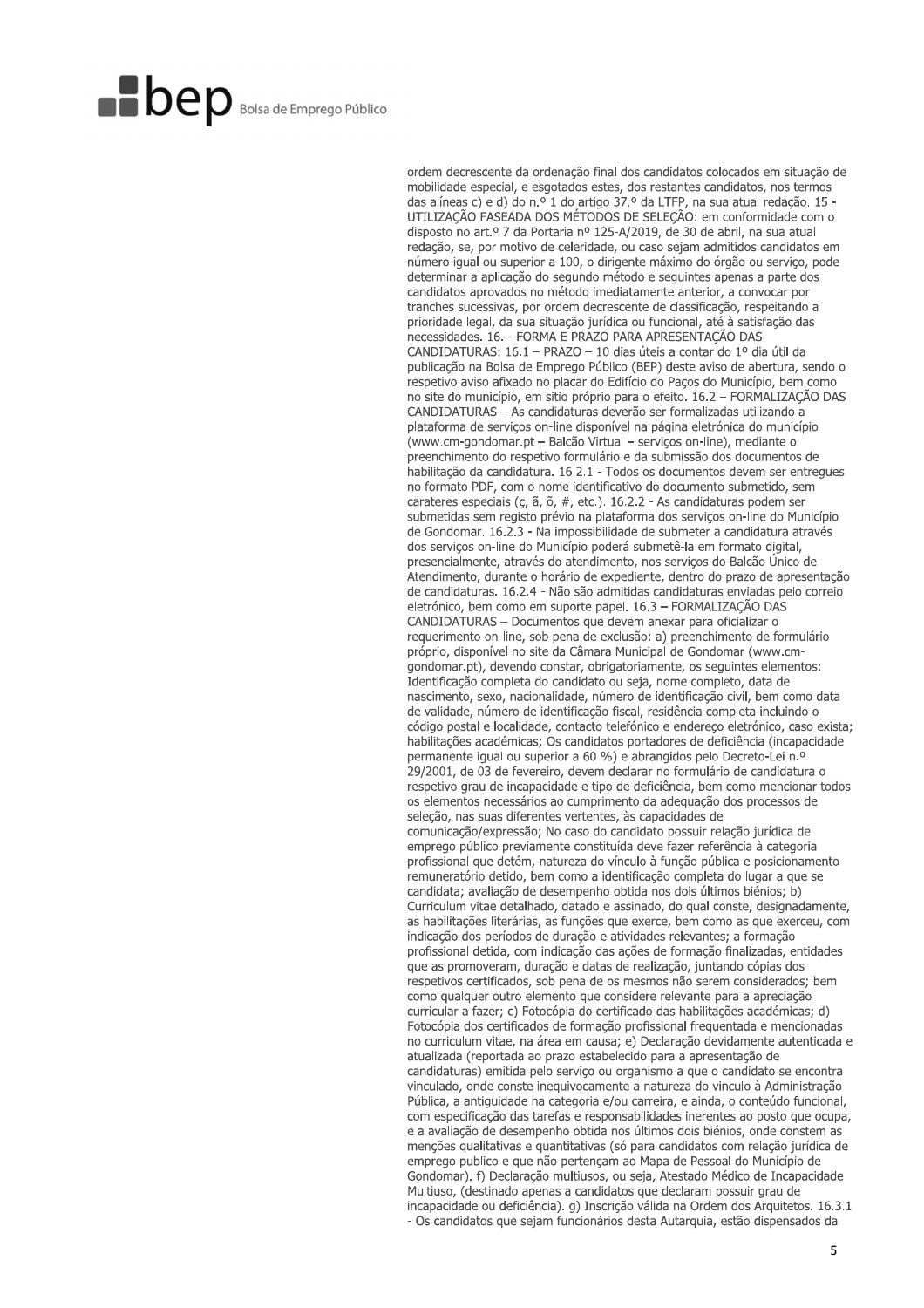ordem decrescente da ordenação final dos candidatos colocados em situação de mobilidade especial, e esgotados estes, dos restantes candidatos, nos termos das alíneas c) e d) do n.º 1 do artigo 37.º da LTFP, na sua atual redação. 15 - UTILIZAÇÃO FASEADA DOS MÉTODOS DE SELEÇÃO: em conformidade com o disposto no art.º 7 da Portaria nº 125-A/2019, de 30 de abril, na sua atual redação, se, por motivo de celeridade, ou caso sejam admitidos candidatos em número igual ou superior a 100, o dirigente máximo do órgão ou serviço, pode determinar a aplicação do segundo método e seguintes apenas a parte dos candidatos aprovados no método imediatamente anterior, a convocar por tranches sucessivas, por ordem decrescente de classificação, respeitando a prioridade legal, da sua situação jurídica ou funcional, até à satisfação das necessidades. 16. - FORMA E PRAZO PARA APRESENTAÇÃO DAS CANDIDATURAS: 16.1 – PRAZO – 10 dias úteis a contar do 1º dia útil da publicação na Bolsa de Emprego Público (BEP) deste aviso de abertura, sendo o respetivo aviso afixado no placar do Edifício do Paços do Município, bem como no site do município, em sitio próprio para o efeito. 16.2 – FORMALIZAÇÃO DAS CANDIDATURAS – As candidaturas deverão ser formalizadas utilizando a plataforma de serviços on-line disponível na página eletrónica do município (www.cm-gondomar.pt – Balcão Virtual – serviços on-line), mediante o preenchimento do respetivo formulário e da submissão dos documentos de habilitação da candidatura. 16.2.1 - Todos os documentos devem ser entregues no formato PDF, com o nome identificativo do documento submetido, sem carateres especiais (ç, ã, õ, #, etc.). 16.2.2 - As candidaturas podem ser submetidas sem registo prévio na plataforma dos serviços on-line do Município de Gondomar. 16.2.3 - Na impossibilidade de submeter a candidatura através dos serviços on-line do Município poderá submetê-la em formato digital, presencialmente, através do atendimento, nos serviços do Balcão Único de Atendimento, durante o horário de expediente, dentro do prazo de apresentação de candidaturas. 16.2.4 - Não são admitidas candidaturas enviadas pelo correio eletrónico, bem como em suporte papel. 16.3 – FORMALIZAÇÃO DAS CANDIDATURAS – Documentos que devem anexar para oficializar o requerimento on-line, sob pena de exclusão: a) preenchimento de formulário próprio, disponível no site da Câmara Municipal de Gondomar (www.cm-gondomar.pt), devendo constar, obrigatoriamente, os seguintes elementos: Identificação completa do candidato ou seja, nome completo, data de nascimento, sexo, nacionalidade, número de identificação civil, bem como data de validade, número de identificação fiscal, residência completa incluindo o código postal e localidade, contacto telefónico e endereço eletrónico, caso exista; habilitações académicas; Os candidatos portadores de deficiência (incapacidade permanente igual ou superior a 60 %) e abrangidos pelo Decreto-Lei n.º 29/2001, de 03 de fevereiro, devem declarar no formulário de candidatura o respetivo grau de incapacidade e tipo de deficiência, bem como mencionar todos os elementos necessários ao cumprimento da adequação dos processos de seleção, nas suas diferentes vertentes, às capacidades de comunicação/expressão; No caso do candidato possuir relação jurídica de emprego público previamente constituída deve fazer referência à categoria profissional que detém, natureza do vínculo à função pública e posicionamento remuneratório detido, bem como a identificação completa do lugar a que se candidata; avaliação de desempenho obtida nos dois últimos biénios; b) Curriculum vitae detalhado, datado e assinado, do qual conste, designadamente, as habilitações literárias, as funções que exerce, bem como as que exerceu, com indicação dos períodos de duração e atividades relevantes; a formação profissional detida, com indicação das ações de formação finalizadas, entidades que as promoveram, duração e datas de realização, juntando cópias dos respetivos certificados, sob pena de os mesmos não serem considerados; bem como qualquer outro elemento que considere relevante para a apreciação curricular a fazer; c) Fotocópia do certificado das habilitações académicas; d) Fotocópia dos certificados de formação profissional frequentada e mencionadas no curriculum vitae, na área em causa; e) Declaração devidamente autenticada e atualizada (reportada ao prazo estabelecido para a apresentação de candidaturas) emitida pelo serviço ou organismo a que o candidato se encontra vinculado, onde conste inequivocamente a natureza do vinculo à Administração Pública, a antiguidade na categoria e/ou carreira, e ainda, o conteúdo funcional, com especificação das tarefas e responsabilidades inerentes ao posto que ocupa, e a avaliação de desempenho obtida nos últimos dois biénios, onde constem as menções qualitativas e quantitativas (só para candidatos com relação jurídica de emprego publico e que não pertençam ao Mapa de Pessoal do Município de Gondomar). f) Declaração multiusos, ou seja, Atestado Médico de Incapacidade Multiuso, (destinado apenas a candidatos que declaram possuir grau de incapacidade ou deficiência). g) Inscrição válida na Ordem dos Arquitetos. 16.3.1 - Os candidatos que sejam funcionários desta Autarquia, estão dispensados da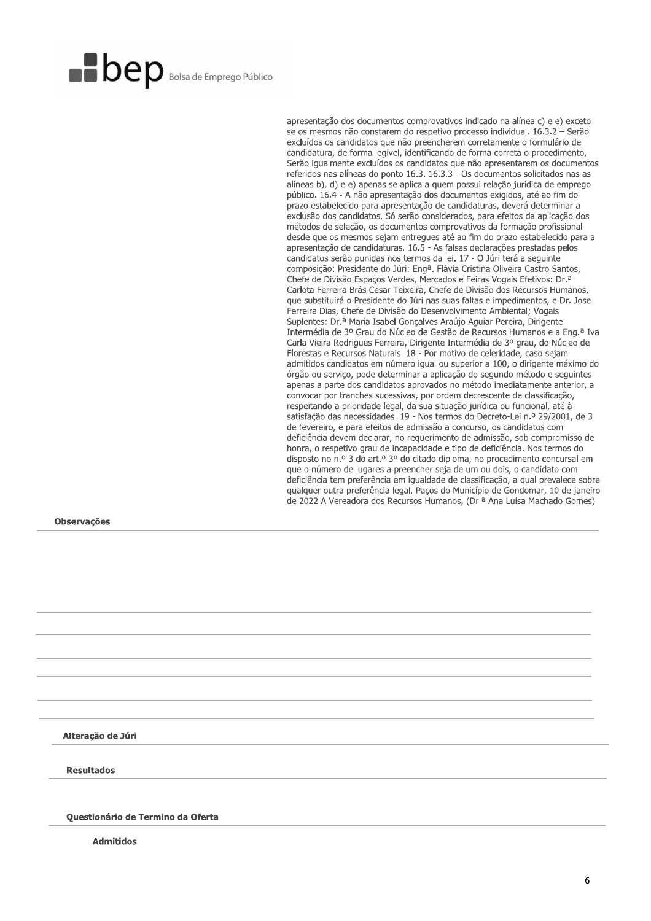apresentação dos documentos comprovativos indicado na alínea c) e e) exceto se os mesmos não constarem do respetivo processo individual. 16.3.2 – Serão excluídos os candidatos que não preencherem corretamente o formulário de candidatura, de forma legível, identificando de forma correta o procedimento. Serão igualmente excluídos os candidatos que não apresentarem os documentos referidos nas alíneas do ponto 16.3. 16.3.3 - Os documentos solicitados nas as alíneas b), d) e e) apenas se aplica a quem possui relação jurídica de emprego público. 16.4 - A não apresentação dos documentos exigidos, até ao fim do prazo estabelecido para apresentação de candidaturas, deverá determinar a exclusão dos candidatos. Só serão considerados, para efeitos da aplicação dos métodos de seleção, os documentos comprovativos da formação profissional desde que os mesmos sejam entregues até ao fim do prazo estabelecido para a apresentação de candidaturas. 16.5 - As falsas declarações prestadas pelos candidatos serão punidas nos termos da lei. 17 - O Júri terá a seguinte composição: Presidente do Júri: Engª. Flávia Cristina Oliveira Castro Santos, Chefe de Divisão Espaços Verdes, Mercados e Feiras Vogais Efetivos: Dr.ª Carlota Ferreira Brás Cesar Teixeira, Chefe de Divisão dos Recursos Humanos, que substituirá o Presidente do Júri nas suas faltas e impedimentos, e Dr. Jose Ferreira Dias, Chefe de Divisão do Desenvolvimento Ambiental; Vogais Suplentes: Dr.ª Maria Isabel Gonçalves Araújo Aguiar Pereira, Dirigente Intermédia de 3º Grau do Núcleo de Gestão de Recursos Humanos e a Eng.ª Iva Carla Vieira Rodrigues Ferreira, Dirigente Intermédia de 3º grau, do Núcleo de Florestas e Recursos Naturais. 18 - Por motivo de celeridade, caso sejam admitidos candidatos em número igual ou superior a 100, o dirigente máximo do órgão ou serviço, pode determinar a aplicação do segundo método e seguintes apenas a parte dos candidatos aprovados no método imediatamente anterior, a convocar por tranches sucessivas, por ordem decrescente de classificação, respeitando a prioridade legal, da sua situação jurídica ou funcional, até à satisfação das necessidades. 19 - Nos termos do Decreto-Lei n.º 29/2001, de 3 de fevereiro, e para efeitos de admissão a concurso, os candidatos com deficiência devem declarar, no requerimento de admissão, sob compromisso de honra, o respetivo grau de incapacidade e tipo de deficiência. Nos termos do disposto no n.º 3 do art.º 3º do citado diploma, no procedimento concursal em que o número de lugares a preencher seja de um ou dois, o candidato com deficiência tem preferência em igualdade de classificação, a qual prevalece sobre qualquer outra preferência legal. Paços do Município de Gondomar, 10 de janeiro de 2022 A Vereadora dos Recursos Humanos, (Dr.ª Ana Luísa Machado Gomes)

**Observações**

**Alteração de Júri**

**Resultados**

**Questionário de Termino da Oferta**

**Admitidos**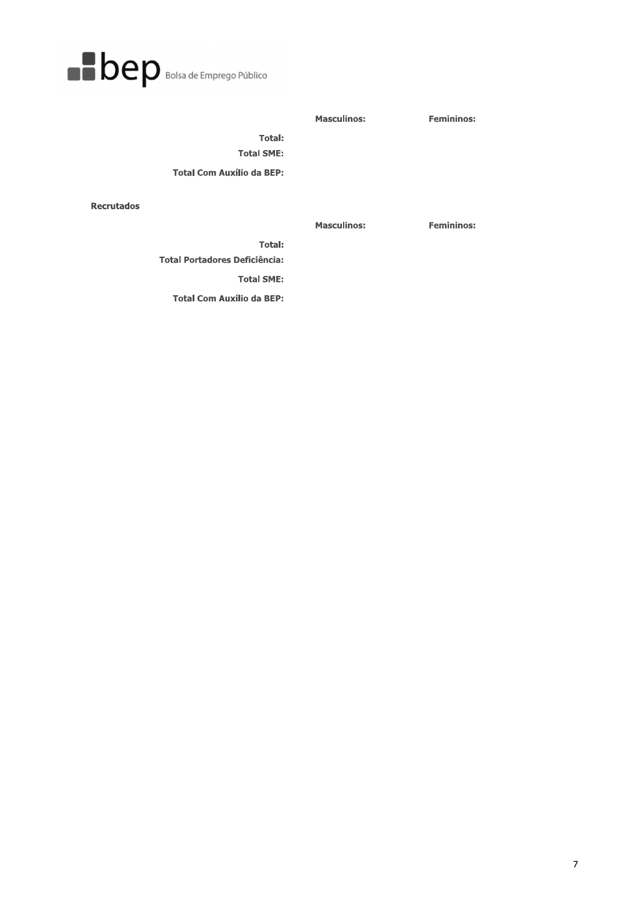| | Masculinos: | Femininos: |
|---|---|---|
| **Total:** | | |
| **Total SME:** | | |
| **Total Com Auxílio da BEP:** | | |

**Recrutados**

| | Masculinos: | Femininos: |
|---|---|---|
| **Total:** | | |
| **Total Portadores Deficiência:** | | |
| **Total SME:** | | |
| **Total Com Auxílio da BEP:** | | |